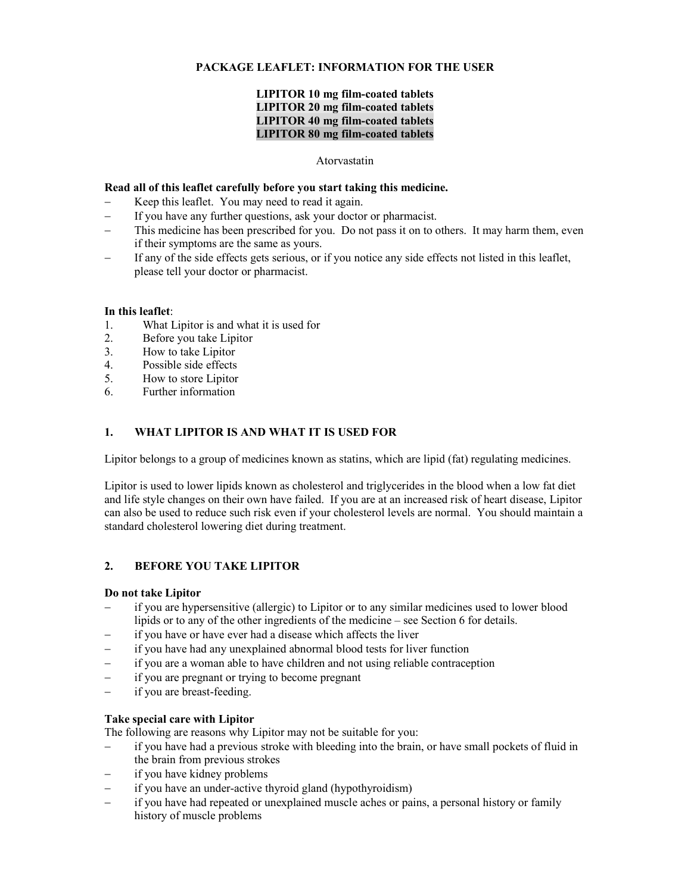**PACKAGE LEAFLET: INFORMATION FOR THE USER**

**LIPITOR 10 mg film-coated tablets**
**LIPITOR 20 mg film-coated tablets**
**LIPITOR 40 mg film-coated tablets**
**LIPITOR 80 mg film-coated tablets**

Atorvastatin

**Read all of this leaflet carefully before you start taking this medicine.**

- Keep this leaflet. You may need to read it again.
- If you have any further questions, ask your doctor or pharmacist.
- This medicine has been prescribed for you. Do not pass it on to others. It may harm them, even if their symptoms are the same as yours.
- If any of the side effects gets serious, or if you notice any side effects not listed in this leaflet, please tell your doctor or pharmacist.

**In this leaflet**:

1. What Lipitor is and what it is used for
2. Before you take Lipitor
3. How to take Lipitor
4. Possible side effects
5. How to store Lipitor
6. Further information

## 1. WHAT LIPITOR IS AND WHAT IT IS USED FOR

Lipitor belongs to a group of medicines known as statins, which are lipid (fat) regulating medicines.

Lipitor is used to lower lipids known as cholesterol and triglycerides in the blood when a low fat diet and life style changes on their own have failed. If you are at an increased risk of heart disease, Lipitor can also be used to reduce such risk even if your cholesterol levels are normal. You should maintain a standard cholesterol lowering diet during treatment.

## 2. BEFORE YOU TAKE LIPITOR

**Do not take Lipitor**

- if you are hypersensitive (allergic) to Lipitor or to any similar medicines used to lower blood lipids or to any of the other ingredients of the medicine – see Section 6 for details.
- if you have or have ever had a disease which affects the liver
- if you have had any unexplained abnormal blood tests for liver function
- if you are a woman able to have children and not using reliable contraception
- if you are pregnant or trying to become pregnant
- if you are breast-feeding.

**Take special care with Lipitor**

The following are reasons why Lipitor may not be suitable for you:

- if you have had a previous stroke with bleeding into the brain, or have small pockets of fluid in the brain from previous strokes
- if you have kidney problems
- if you have an under-active thyroid gland (hypothyroidism)
- if you have had repeated or unexplained muscle aches or pains, a personal history or family history of muscle problems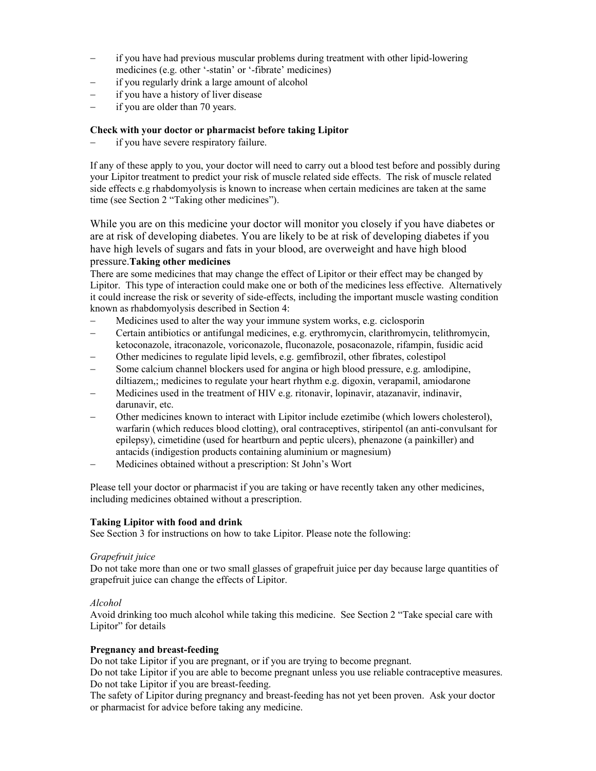- if you have had previous muscular problems during treatment with other lipid-lowering medicines (e.g. other '-statin' or '-fibrate' medicines)
- if you regularly drink a large amount of alcohol
- if you have a history of liver disease
- if you are older than 70 years.

**Check with your doctor or pharmacist before taking Lipitor**

- if you have severe respiratory failure.

If any of these apply to you, your doctor will need to carry out a blood test before and possibly during your Lipitor treatment to predict your risk of muscle related side effects. The risk of muscle related side effects e.g rhabdomyolysis is known to increase when certain medicines are taken at the same time (see Section 2 "Taking other medicines").

While you are on this medicine your doctor will monitor you closely if you have diabetes or are at risk of developing diabetes. You are likely to be at risk of developing diabetes if you have high levels of sugars and fats in your blood, are overweight and have high blood pressure.

**Taking other medicines**

There are some medicines that may change the effect of Lipitor or their effect may be changed by Lipitor. This type of interaction could make one or both of the medicines less effective. Alternatively it could increase the risk or severity of side-effects, including the important muscle wasting condition known as rhabdomyolysis described in Section 4:

- Medicines used to alter the way your immune system works, e.g. ciclosporin
- Certain antibiotics or antifungal medicines, e.g. erythromycin, clarithromycin, telithromycin, ketoconazole, itraconazole, voriconazole, fluconazole, posaconazole, rifampin, fusidic acid
- Other medicines to regulate lipid levels, e.g. gemfibrozil, other fibrates, colestipol
- Some calcium channel blockers used for angina or high blood pressure, e.g. amlodipine, diltiazem,; medicines to regulate your heart rhythm e.g. digoxin, verapamil, amiodarone
- Medicines used in the treatment of HIV e.g. ritonavir, lopinavir, atazanavir, indinavir, darunavir, etc.
- Other medicines known to interact with Lipitor include ezetimibe (which lowers cholesterol), warfarin (which reduces blood clotting), oral contraceptives, stiripentol (an anti-convulsant for epilepsy), cimetidine (used for heartburn and peptic ulcers), phenazone (a painkiller) and antacids (indigestion products containing aluminium or magnesium)
- Medicines obtained without a prescription: St John's Wort

Please tell your doctor or pharmacist if you are taking or have recently taken any other medicines, including medicines obtained without a prescription.

**Taking Lipitor with food and drink**

See Section 3 for instructions on how to take Lipitor. Please note the following:

*Grapefruit juice*

Do not take more than one or two small glasses of grapefruit juice per day because large quantities of grapefruit juice can change the effects of Lipitor.

*Alcohol*

Avoid drinking too much alcohol while taking this medicine. See Section 2 "Take special care with Lipitor" for details

**Pregnancy and breast-feeding**

Do not take Lipitor if you are pregnant, or if you are trying to become pregnant.
Do not take Lipitor if you are able to become pregnant unless you use reliable contraceptive measures.
Do not take Lipitor if you are breast-feeding.
The safety of Lipitor during pregnancy and breast-feeding has not yet been proven. Ask your doctor or pharmacist for advice before taking any medicine.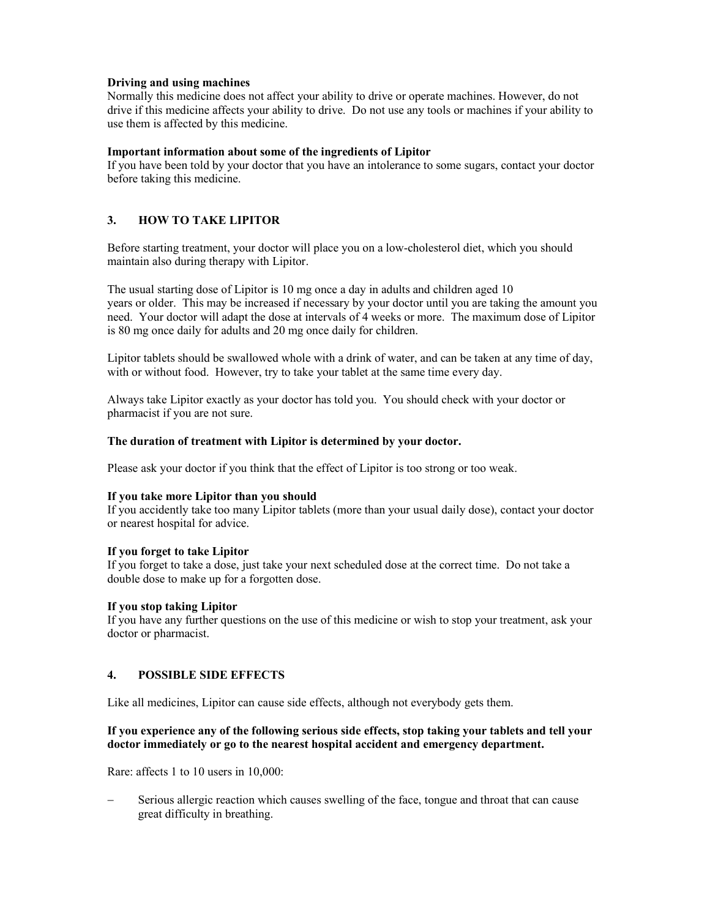**Driving and using machines**
Normally this medicine does not affect your ability to drive or operate machines. However, do not drive if this medicine affects your ability to drive. Do not use any tools or machines if your ability to use them is affected by this medicine.

**Important information about some of the ingredients of Lipitor**
If you have been told by your doctor that you have an intolerance to some sugars, contact your doctor before taking this medicine.

## 3. HOW TO TAKE LIPITOR

Before starting treatment, your doctor will place you on a low-cholesterol diet, which you should maintain also during therapy with Lipitor.

The usual starting dose of Lipitor is 10 mg once a day in adults and children aged 10 years or older. This may be increased if necessary by your doctor until you are taking the amount you need. Your doctor will adapt the dose at intervals of 4 weeks or more. The maximum dose of Lipitor is 80 mg once daily for adults and 20 mg once daily for children.

Lipitor tablets should be swallowed whole with a drink of water, and can be taken at any time of day, with or without food. However, try to take your tablet at the same time every day.

Always take Lipitor exactly as your doctor has told you. You should check with your doctor or pharmacist if you are not sure.

**The duration of treatment with Lipitor is determined by your doctor.**

Please ask your doctor if you think that the effect of Lipitor is too strong or too weak.

**If you take more Lipitor than you should**
If you accidently take too many Lipitor tablets (more than your usual daily dose), contact your doctor or nearest hospital for advice.

**If you forget to take Lipitor**
If you forget to take a dose, just take your next scheduled dose at the correct time. Do not take a double dose to make up for a forgotten dose.

**If you stop taking Lipitor**
If you have any further questions on the use of this medicine or wish to stop your treatment, ask your doctor or pharmacist.

## 4. POSSIBLE SIDE EFFECTS

Like all medicines, Lipitor can cause side effects, although not everybody gets them.

**If you experience any of the following serious side effects, stop taking your tablets and tell your doctor immediately or go to the nearest hospital accident and emergency department.**

Rare: affects 1 to 10 users in 10,000:

- Serious allergic reaction which causes swelling of the face, tongue and throat that can cause great difficulty in breathing.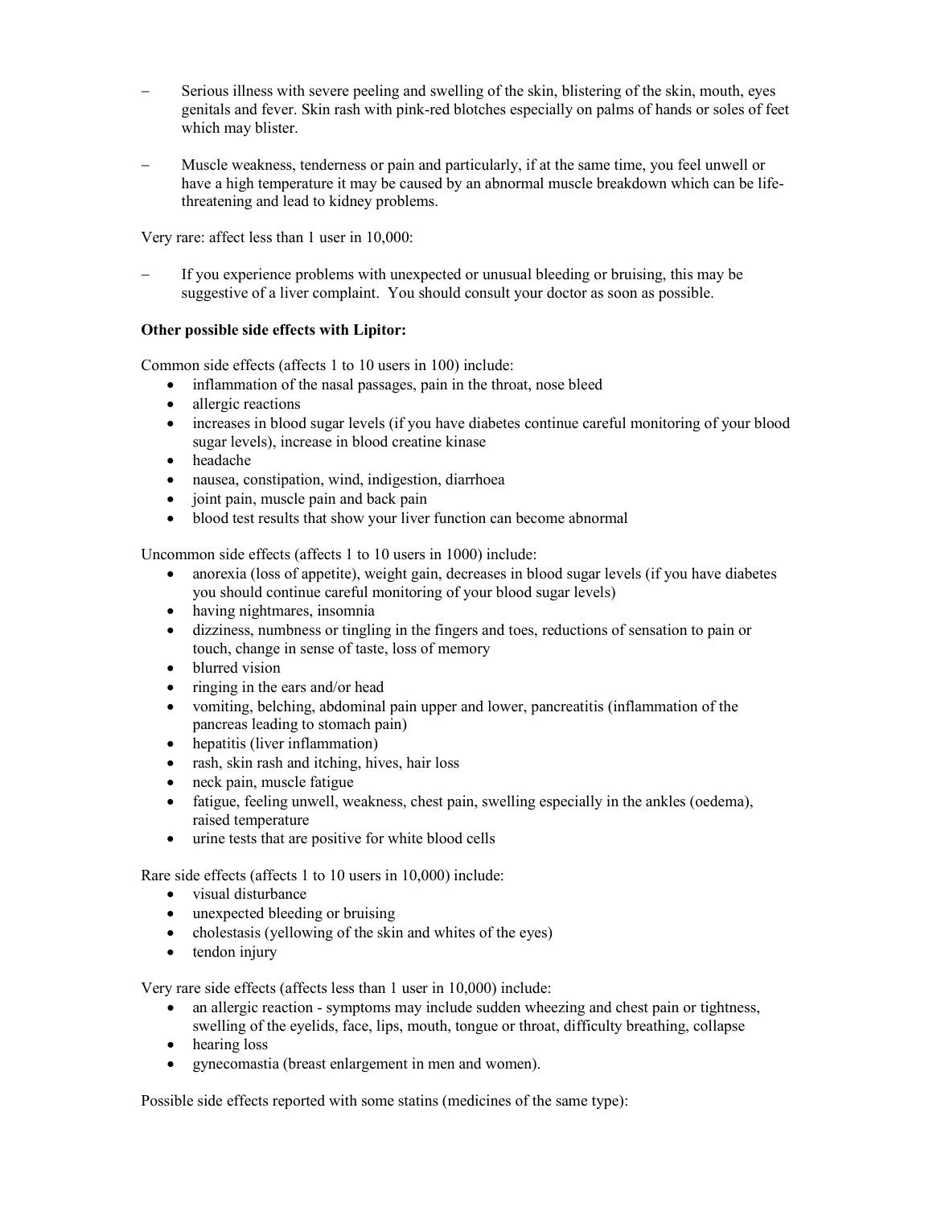- Serious illness with severe peeling and swelling of the skin, blistering of the skin, mouth, eyes genitals and fever. Skin rash with pink-red blotches especially on palms of hands or soles of feet which may blister.

- Muscle weakness, tenderness or pain and particularly, if at the same time, you feel unwell or have a high temperature it may be caused by an abnormal muscle breakdown which can be life-threatening and lead to kidney problems.

Very rare: affect less than 1 user in 10,000:

- If you experience problems with unexpected or unusual bleeding or bruising, this may be suggestive of a liver complaint. You should consult your doctor as soon as possible.

**Other possible side effects with Lipitor:**

Common side effects (affects 1 to 10 users in 100) include:

- inflammation of the nasal passages, pain in the throat, nose bleed
- allergic reactions
- increases in blood sugar levels (if you have diabetes continue careful monitoring of your blood sugar levels), increase in blood creatine kinase
- headache
- nausea, constipation, wind, indigestion, diarrhoea
- joint pain, muscle pain and back pain
- blood test results that show your liver function can become abnormal

Uncommon side effects (affects 1 to 10 users in 1000) include:

- anorexia (loss of appetite), weight gain, decreases in blood sugar levels (if you have diabetes you should continue careful monitoring of your blood sugar levels)
- having nightmares, insomnia
- dizziness, numbness or tingling in the fingers and toes, reductions of sensation to pain or touch, change in sense of taste, loss of memory
- blurred vision
- ringing in the ears and/or head
- vomiting, belching, abdominal pain upper and lower, pancreatitis (inflammation of the pancreas leading to stomach pain)
- hepatitis (liver inflammation)
- rash, skin rash and itching, hives, hair loss
- neck pain, muscle fatigue
- fatigue, feeling unwell, weakness, chest pain, swelling especially in the ankles (oedema), raised temperature
- urine tests that are positive for white blood cells

Rare side effects (affects 1 to 10 users in 10,000) include:

- visual disturbance
- unexpected bleeding or bruising
- cholestasis (yellowing of the skin and whites of the eyes)
- tendon injury

Very rare side effects (affects less than 1 user in 10,000) include:

- an allergic reaction - symptoms may include sudden wheezing and chest pain or tightness, swelling of the eyelids, face, lips, mouth, tongue or throat, difficulty breathing, collapse
- hearing loss
- gynecomastia (breast enlargement in men and women).

Possible side effects reported with some statins (medicines of the same type):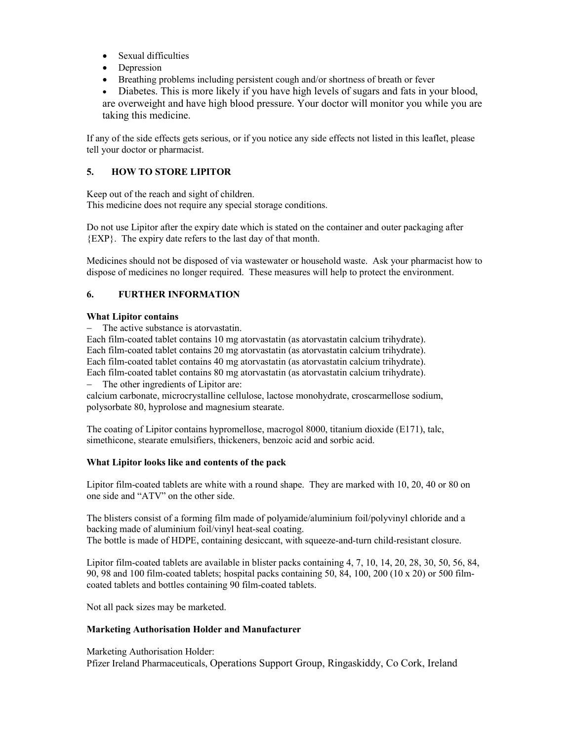- Sexual difficulties
- Depression
- Breathing problems including persistent cough and/or shortness of breath or fever
- Diabetes. This is more likely if you have high levels of sugars and fats in your blood, are overweight and have high blood pressure. Your doctor will monitor you while you are taking this medicine.

If any of the side effects gets serious, or if you notice any side effects not listed in this leaflet, please tell your doctor or pharmacist.

## 5. HOW TO STORE LIPITOR

Keep out of the reach and sight of children.
This medicine does not require any special storage conditions.

Do not use Lipitor after the expiry date which is stated on the container and outer packaging after {EXP}. The expiry date refers to the last day of that month.

Medicines should not be disposed of via wastewater or household waste. Ask your pharmacist how to dispose of medicines no longer required. These measures will help to protect the environment.

## 6. FURTHER INFORMATION

**What Lipitor contains**

– The active substance is atorvastatin.

Each film-coated tablet contains 10 mg atorvastatin (as atorvastatin calcium trihydrate).
Each film-coated tablet contains 20 mg atorvastatin (as atorvastatin calcium trihydrate).
Each film-coated tablet contains 40 mg atorvastatin (as atorvastatin calcium trihydrate).
Each film-coated tablet contains 80 mg atorvastatin (as atorvastatin calcium trihydrate).

– The other ingredients of Lipitor are:

calcium carbonate, microcrystalline cellulose, lactose monohydrate, croscarmellose sodium, polysorbate 80, hyprolose and magnesium stearate.

The coating of Lipitor contains hypromellose, macrogol 8000, titanium dioxide (E171), talc, simethicone, stearate emulsifiers, thickeners, benzoic acid and sorbic acid.

**What Lipitor looks like and contents of the pack**

Lipitor film-coated tablets are white with a round shape. They are marked with 10, 20, 40 or 80 on one side and "ATV" on the other side.

The blisters consist of a forming film made of polyamide/aluminium foil/polyvinyl chloride and a backing made of aluminium foil/vinyl heat-seal coating.
The bottle is made of HDPE, containing desiccant, with squeeze-and-turn child-resistant closure.

Lipitor film-coated tablets are available in blister packs containing 4, 7, 10, 14, 20, 28, 30, 50, 56, 84, 90, 98 and 100 film-coated tablets; hospital packs containing 50, 84, 100, 200 (10 x 20) or 500 film-coated tablets and bottles containing 90 film-coated tablets.

Not all pack sizes may be marketed.

**Marketing Authorisation Holder and Manufacturer**

Marketing Authorisation Holder:
Pfizer Ireland Pharmaceuticals, Operations Support Group, Ringaskiddy, Co Cork, Ireland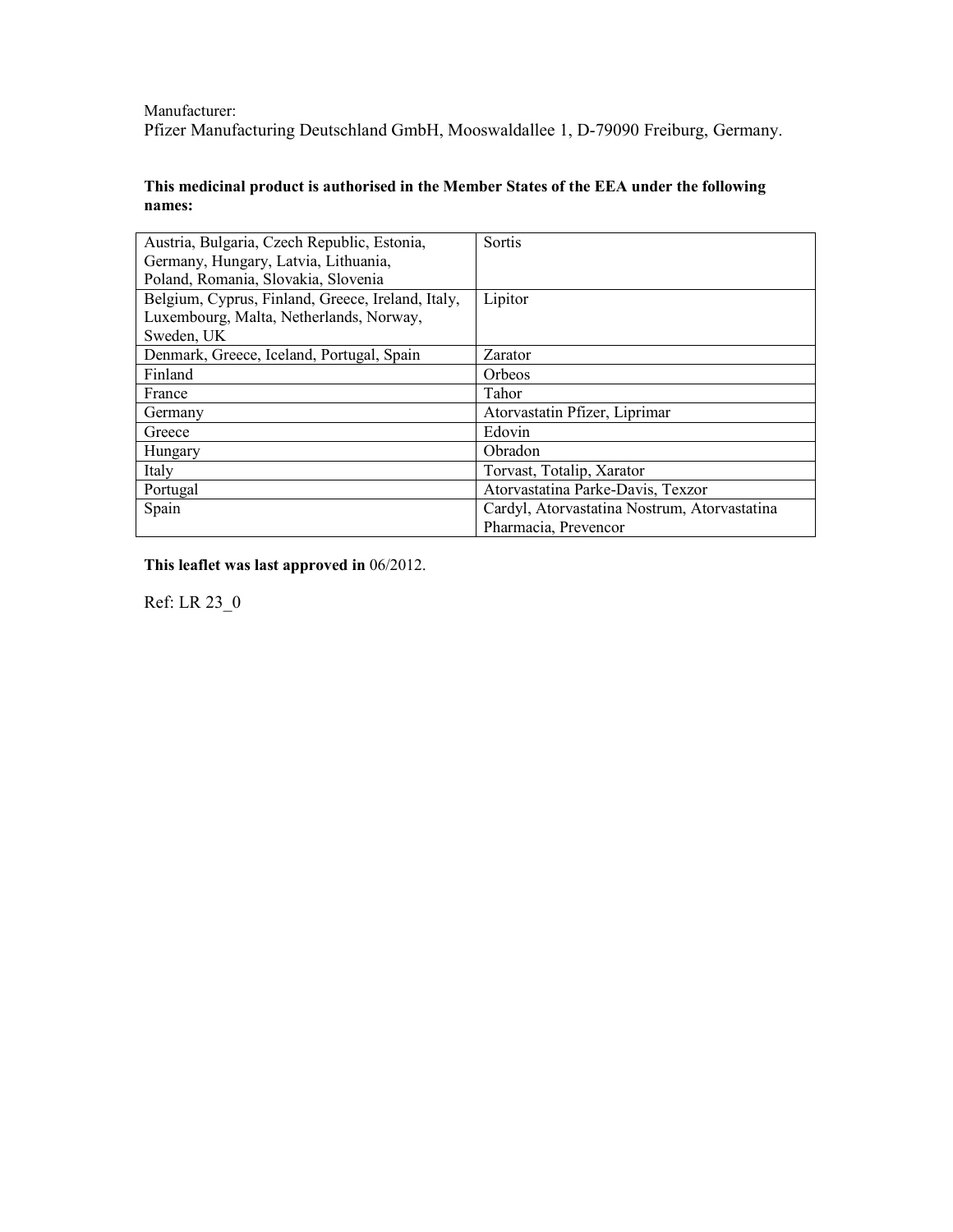Manufacturer:
Pfizer Manufacturing Deutschland GmbH, Mooswaldallee 1, D-79090 Freiburg, Germany.

**This medicinal product is authorised in the Member States of the EEA under the following names:**

| | |
|---|---|
| Austria, Bulgaria, Czech Republic, Estonia, Germany, Hungary, Latvia, Lithuania, Poland, Romania, Slovakia, Slovenia | Sortis |
| Belgium, Cyprus, Finland, Greece, Ireland, Italy, Luxembourg, Malta, Netherlands, Norway, Sweden, UK | Lipitor |
| Denmark, Greece, Iceland, Portugal, Spain | Zarator |
| Finland | Orbeos |
| France | Tahor |
| Germany | Atorvastatin Pfizer, Liprimar |
| Greece | Edovin |
| Hungary | Obradon |
| Italy | Torvast, Totalip, Xarator |
| Portugal | Atorvastatina Parke-Davis, Texzor |
| Spain | Cardyl, Atorvastatina Nostrum, Atorvastatina Pharmacia, Prevencor |

**This leaflet was last approved in** 06/2012.

Ref: LR 23_0